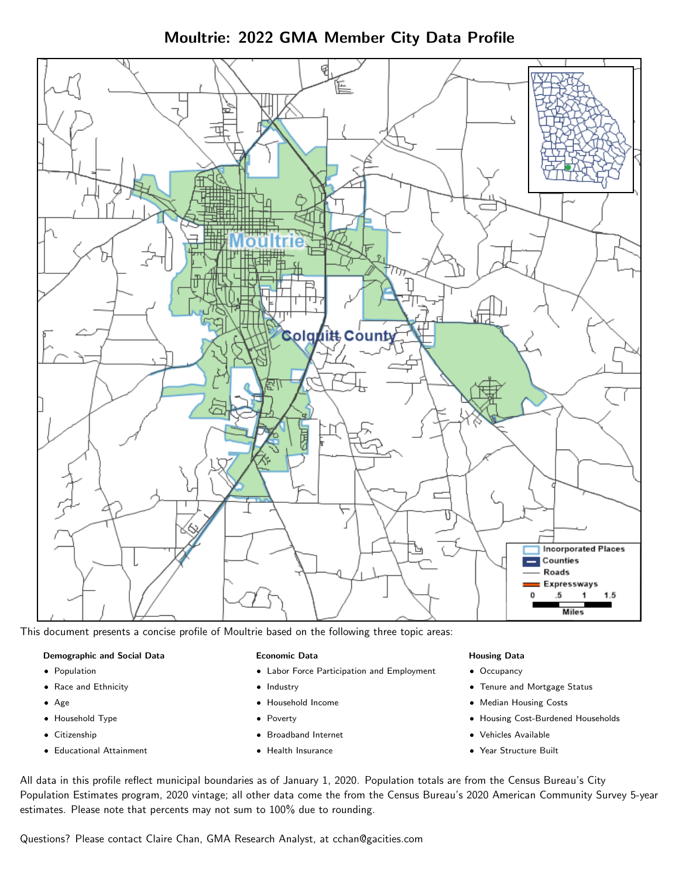# Moultrie: 2022 GMA Member City Data Profile

This document presents a concise profile of Moultrie based on the following three topic areas:

**Demographic and Social Data**

- Population
- Race and Ethnicity
- Age
- Household Type
- Citizenship
- Educational Attainment

**Economic Data**

- Labor Force Participation and Employment
- Industry
- Household Income
- Poverty
- Broadband Internet
- Health Insurance

**Housing Data**

- Occupancy
- Tenure and Mortgage Status
- Median Housing Costs
- Housing Cost-Burdened Households
- Vehicles Available
- Year Structure Built

All data in this profile reflect municipal boundaries as of January 1, 2020. Population totals are from the Census Bureau's City Population Estimates program, 2020 vintage; all other data come the from the Census Bureau's 2020 American Community Survey 5-year estimates. Please note that percents may not sum to 100% due to rounding.

Questions? Please contact Claire Chan, GMA Research Analyst, at cchan@gacities.com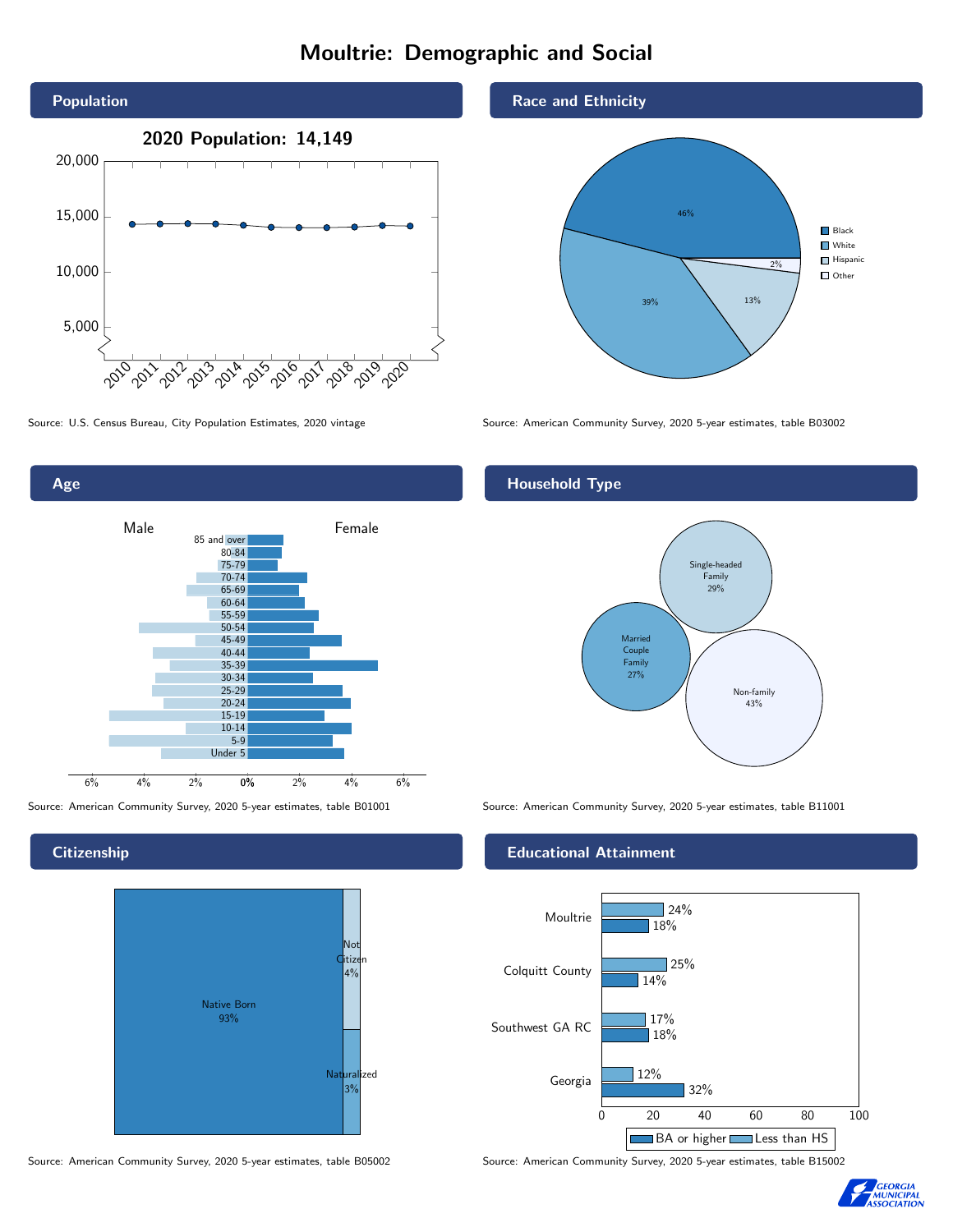# Moultrie: Demographic and Social

## Population

2020 Population: 14,149

Source: U.S. Census Bureau, City Population Estimates, 2020 vintage

## Race and Ethnicity

| Group | Share |
|---|---|
| Black | 46% |
| White | 39% |
| Hispanic | 13% |
| Other | 2% |

Source: American Community Survey, 2020 5-year estimates, table B03002

## Age

Male / Female

Age groups: 85 and over, 80-84, 75-79, 70-74, 65-69, 60-64, 55-59, 50-54, 45-49, 40-44, 35-39, 30-34, 25-29, 20-24, 15-19, 10-14, 5-9, Under 5

Source: American Community Survey, 2020 5-year estimates, table B01001

## Household Type

| Type | Share |
|---|---|
| Single-headed Family | 29% |
| Married Couple Family | 27% |
| Non-family | 43% |

Source: American Community Survey, 2020 5-year estimates, table B11001

## Citizenship

| Status | Share |
|---|---|
| Native Born | 93% |
| Not Citizen | 4% |
| Naturalized | 3% |

Source: American Community Survey, 2020 5-year estimates, table B05002

## Educational Attainment

| Area | Less than HS | BA or higher |
|---|---|---|
| Moultrie | 24% | 18% |
| Colquitt County | 25% | 14% |
| Southwest GA RC | 17% | 18% |
| Georgia | 12% | 32% |

Source: American Community Survey, 2020 5-year estimates, table B15002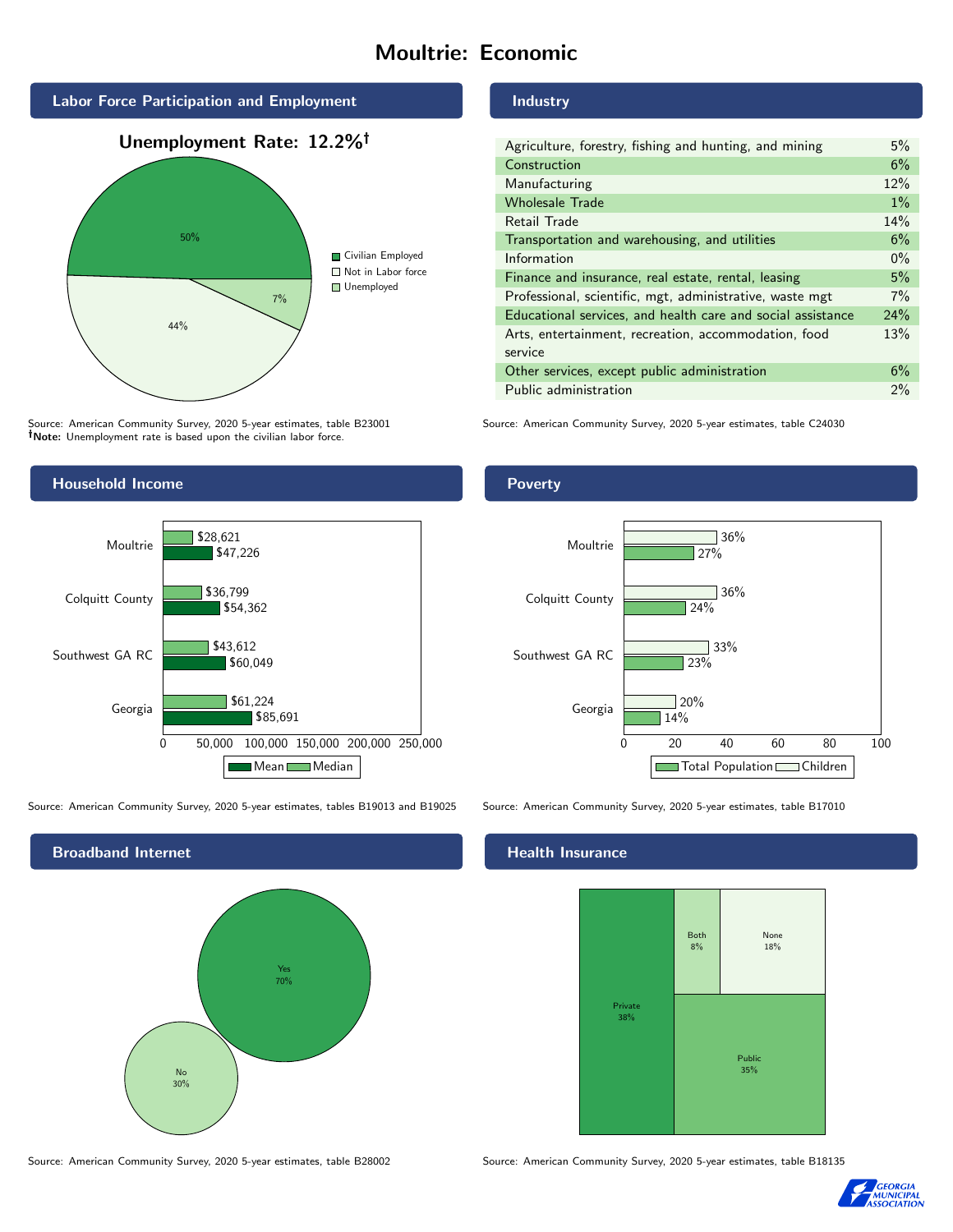# Moultrie: Economic

## Labor Force Participation and Employment

**Unemployment Rate: 12.2%†**

| Category | Percent |
|---|---|
| Civilian Employed | 50% |
| Not in Labor force | 44% |
| Unemployed | 7% |

Source: American Community Survey, 2020 5-year estimates, table B23001
**†Note:** Unemployment rate is based upon the civilian labor force.

## Industry

| Industry | Percent |
|---|---|
| Agriculture, forestry, fishing and hunting, and mining | 5% |
| Construction | 6% |
| Manufacturing | 12% |
| Wholesale Trade | 1% |
| Retail Trade | 14% |
| Transportation and warehousing, and utilities | 6% |
| Information | 0% |
| Finance and insurance, real estate, rental, leasing | 5% |
| Professional, scientific, mgt, administrative, waste mgt | 7% |
| Educational services, and health care and social assistance | 24% |
| Arts, entertainment, recreation, accommodation, food service | 13% |
| Other services, except public administration | 6% |
| Public administration | 2% |

Source: American Community Survey, 2020 5-year estimates, table C24030

## Household Income

| Area | Median | Mean |
|---|---|---|
| Moultrie | $28,621 | $47,226 |
| Colquitt County | $36,799 | $54,362 |
| Southwest GA RC | $43,612 | $60,049 |
| Georgia | $61,224 | $85,691 |

Source: American Community Survey, 2020 5-year estimates, tables B19013 and B19025

## Poverty

| Area | Children | Total Population |
|---|---|---|
| Moultrie | 36% | 27% |
| Colquitt County | 36% | 24% |
| Southwest GA RC | 33% | 23% |
| Georgia | 20% | 14% |

Source: American Community Survey, 2020 5-year estimates, table B17010

## Broadband Internet

| Broadband | Percent |
|---|---|
| Yes | 70% |
| No | 30% |

Source: American Community Survey, 2020 5-year estimates, table B28002

## Health Insurance

| Type | Percent |
|---|---|
| Private | 38% |
| Public | 35% |
| Both | 8% |
| None | 18% |

Source: American Community Survey, 2020 5-year estimates, table B18135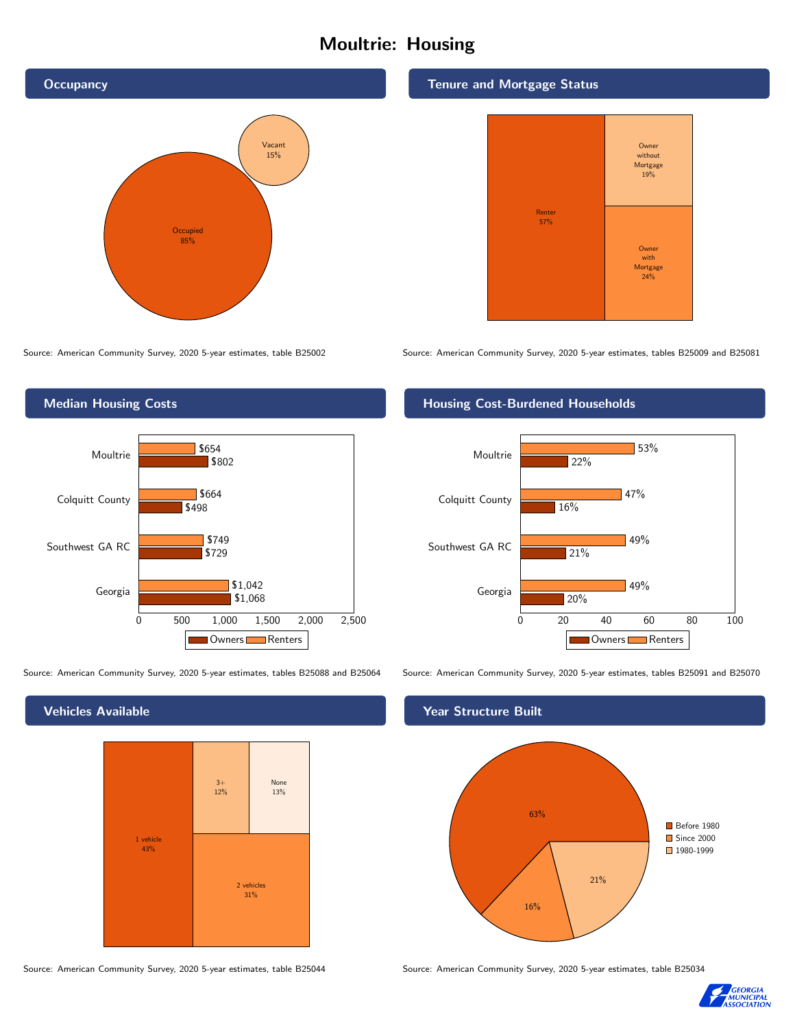# Moultrie: Housing

## Occupancy

Vacant
15%

Occupied
85%

Source: American Community Survey, 2020 5-year estimates, table B25002

## Tenure and Mortgage Status

Renter
57%

Owner without Mortgage
19%

Owner with Mortgage
24%

Source: American Community Survey, 2020 5-year estimates, tables B25009 and B25081

## Median Housing Costs

Moultrie
$654
$802

Colquitt County
$664
$498

Southwest GA RC
$749
$729

Georgia
$1,042
$1,068

0 500 1,000 1,500 2,000 2,500

Owners Renters

Source: American Community Survey, 2020 5-year estimates, tables B25088 and B25064

## Housing Cost-Burdened Households

Moultrie
53%
22%

Colquitt County
47%
16%

Southwest GA RC
49%
21%

Georgia
49%
20%

0 20 40 60 80 100

Owners Renters

Source: American Community Survey, 2020 5-year estimates, tables B25091 and B25070

## Vehicles Available

1 vehicle
43%

3+
12%

None
13%

2 vehicles
31%

Source: American Community Survey, 2020 5-year estimates, table B25044

## Year Structure Built

63%

16%

21%

Before 1980
Since 2000
1980-1999

Source: American Community Survey, 2020 5-year estimates, table B25034